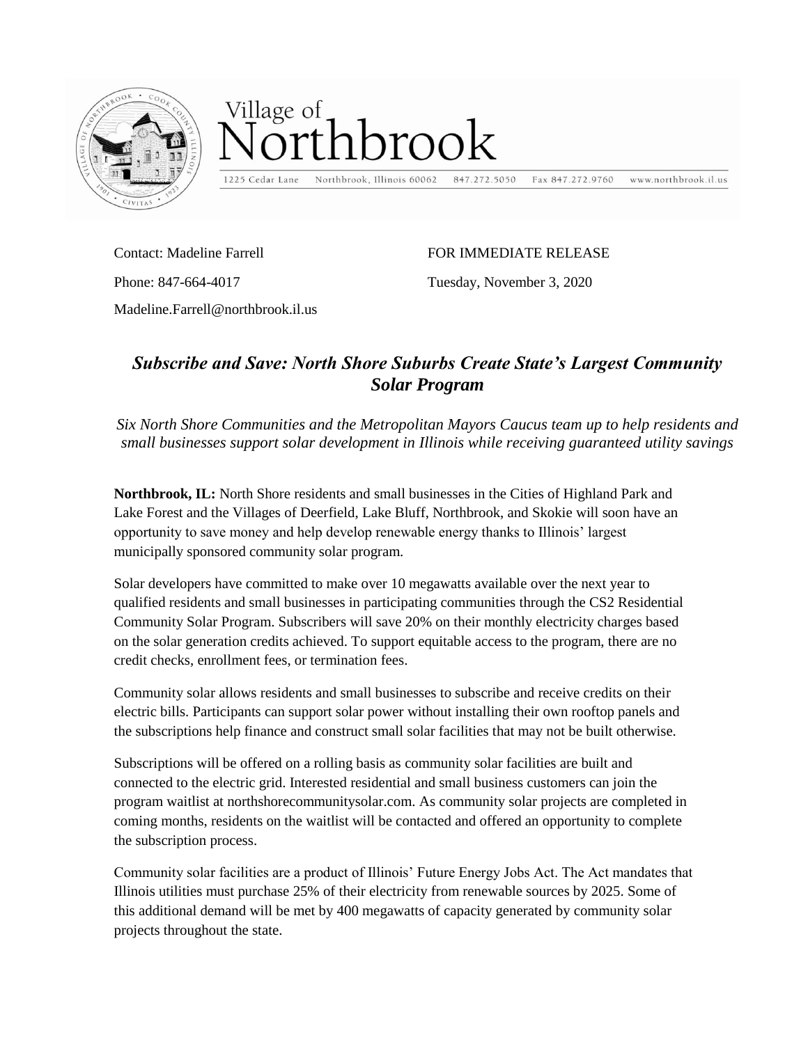Village of Northbrook

1225 Cedar Lane Northbrook, Illinois 60062 847.272.5050 Fax 847.272.9760 www.northbrook.il.us

Contact: Madeline Farrell

Phone: 847-664-4017

Madeline.Farrell@northbrook.il.us

FOR IMMEDIATE RELEASE

Tuesday, November 3, 2020

## *Subscribe and Save: North Shore Suburbs Create State's Largest Community Solar Program*

*Six North Shore Communities and the Metropolitan Mayors Caucus team up to help residents and small businesses support solar development in Illinois while receiving guaranteed utility savings*

**Northbrook, IL:** North Shore residents and small businesses in the Cities of Highland Park and Lake Forest and the Villages of Deerfield, Lake Bluff, Northbrook, and Skokie will soon have an opportunity to save money and help develop renewable energy thanks to Illinois' largest municipally sponsored community solar program.

Solar developers have committed to make over 10 megawatts available over the next year to qualified residents and small businesses in participating communities through the CS2 Residential Community Solar Program. Subscribers will save 20% on their monthly electricity charges based on the solar generation credits achieved. To support equitable access to the program, there are no credit checks, enrollment fees, or termination fees.

Community solar allows residents and small businesses to subscribe and receive credits on their electric bills. Participants can support solar power without installing their own rooftop panels and the subscriptions help finance and construct small solar facilities that may not be built otherwise.

Subscriptions will be offered on a rolling basis as community solar facilities are built and connected to the electric grid. Interested residential and small business customers can join the program waitlist at northshorecommunitysolar.com. As community solar projects are completed in coming months, residents on the waitlist will be contacted and offered an opportunity to complete the subscription process.

Community solar facilities are a product of Illinois' Future Energy Jobs Act. The Act mandates that Illinois utilities must purchase 25% of their electricity from renewable sources by 2025. Some of this additional demand will be met by 400 megawatts of capacity generated by community solar projects throughout the state.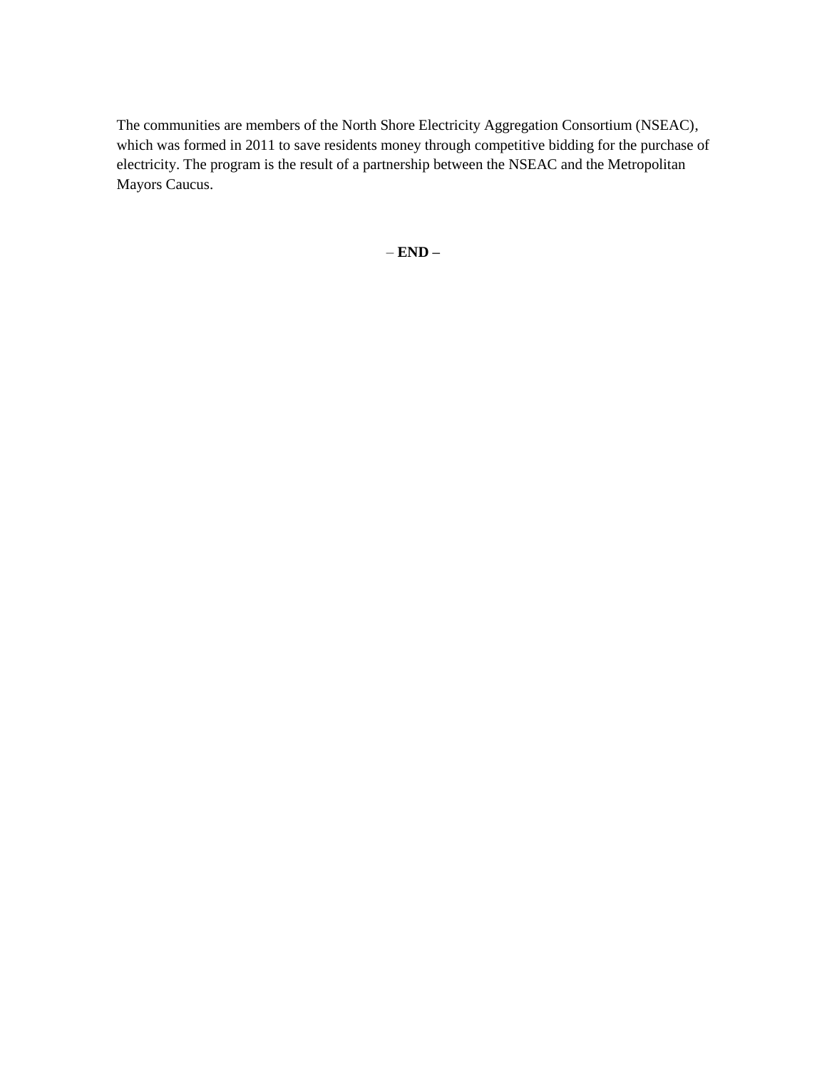The communities are members of the North Shore Electricity Aggregation Consortium (NSEAC), which was formed in 2011 to save residents money through competitive bidding for the purchase of electricity. The program is the result of a partnership between the NSEAC and the Metropolitan Mayors Caucus.

– **END –**